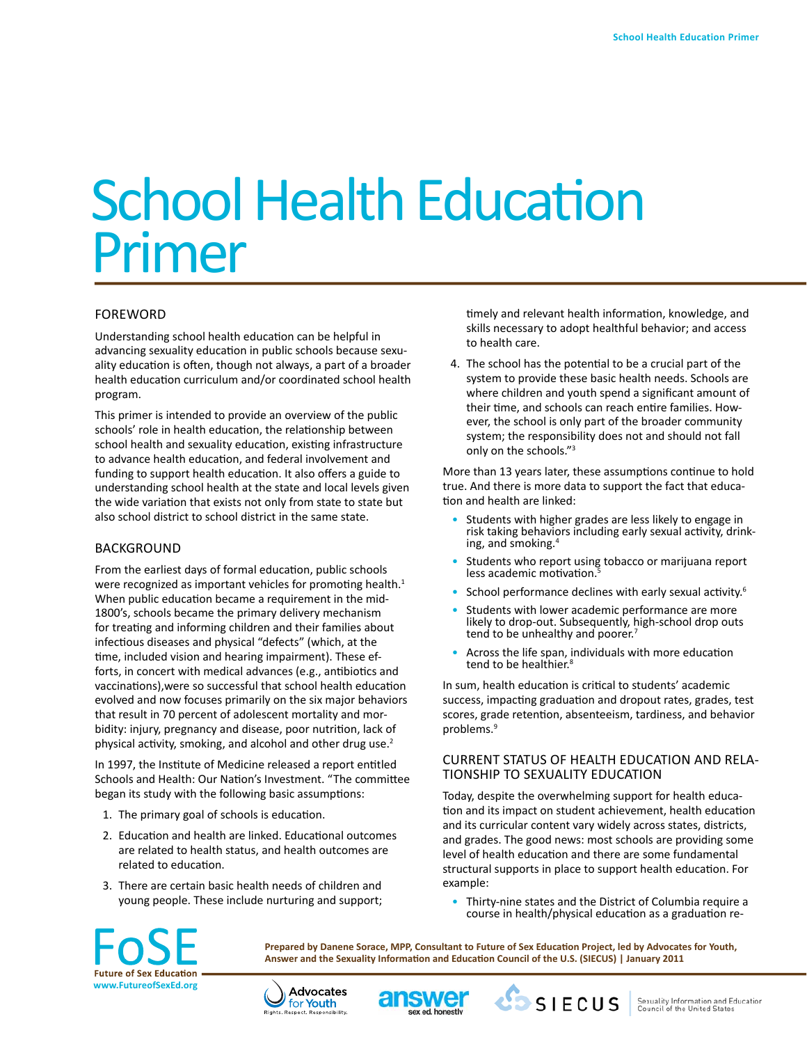# School Health Education Primer

## FOREWORD

Understanding school health education can be helpful in advancing sexuality education in public schools because sexuality education is often, though not always, a part of a broader health education curriculum and/or coordinated school health program.

This primer is intended to provide an overview of the public schools' role in health education, the relationship between school health and sexuality education, existing infrastructure to advance health education, and federal involvement and funding to support health education. It also offers a guide to understanding school health at the state and local levels given the wide variation that exists not only from state to state but also school district to school district in the same state.

## BACKGROUND

From the earliest days of formal education, public schools were recognized as important vehicles for promoting health.[1] When public education became a requirement in the mid-1800's, schools became the primary delivery mechanism for treating and informing children and their families about infectious diseases and physical "defects" (which, at the time, included vision and hearing impairment). These efforts, in concert with medical advances (e.g., antibiotics and vaccinations),were so successful that school health education evolved and now focuses primarily on the six major behaviors that result in 70 percent of adolescent mortality and morbidity: injury, pregnancy and disease, poor nutrition, lack of physical activity, smoking, and alcohol and other drug use.[2]

In 1997, the Institute of Medicine released a report entitled Schools and Health: Our Nation's Investment. "The committee began its study with the following basic assumptions:

1. The primary goal of schools is education.
2. Education and health are linked. Educational outcomes are related to health status, and health outcomes are related to education.
3. There are certain basic health needs of children and young people. These include nurturing and support; timely and relevant health information, knowledge, and skills necessary to adopt healthful behavior; and access to health care.
4. The school has the potential to be a crucial part of the system to provide these basic health needs. Schools are where children and youth spend a significant amount of their time, and schools can reach entire families. However, the school is only part of the broader community system; the responsibility does not and should not fall only on the schools."[3]

More than 13 years later, these assumptions continue to hold true. And there is more data to support the fact that education and health are linked:

- Students with higher grades are less likely to engage in risk taking behaviors including early sexual activity, drinking, and smoking.[4]
- Students who report using tobacco or marijuana report less academic motivation.[5]
- School performance declines with early sexual activity.[6]
- Students with lower academic performance are more likely to drop-out. Subsequently, high-school drop outs tend to be unhealthy and poorer.[7]
- Across the life span, individuals with more education tend to be healthier.[8]

In sum, health education is critical to students' academic success, impacting graduation and dropout rates, grades, test scores, grade retention, absenteeism, tardiness, and behavior problems.[9]

## CURRENT STATUS OF HEALTH EDUCATION AND RELATIONSHIP TO SEXUALITY EDUCATION

Today, despite the overwhelming support for health education and its impact on student achievement, health education and its curricular content vary widely across states, districts, and grades. The good news: most schools are providing some level of health education and there are some fundamental structural supports in place to support health education. For example:

- Thirty-nine states and the District of Columbia require a course in health/physical education as a graduation re-

**FoSE** Future of Sex Education www.FutureofSexEd.org

**Prepared by Danene Sorace, MPP, Consultant to Future of Sex Education Project, led by Advocates for Youth, Answer and the Sexuality Information and Education Council of the U.S. (SIECUS) | January 2011**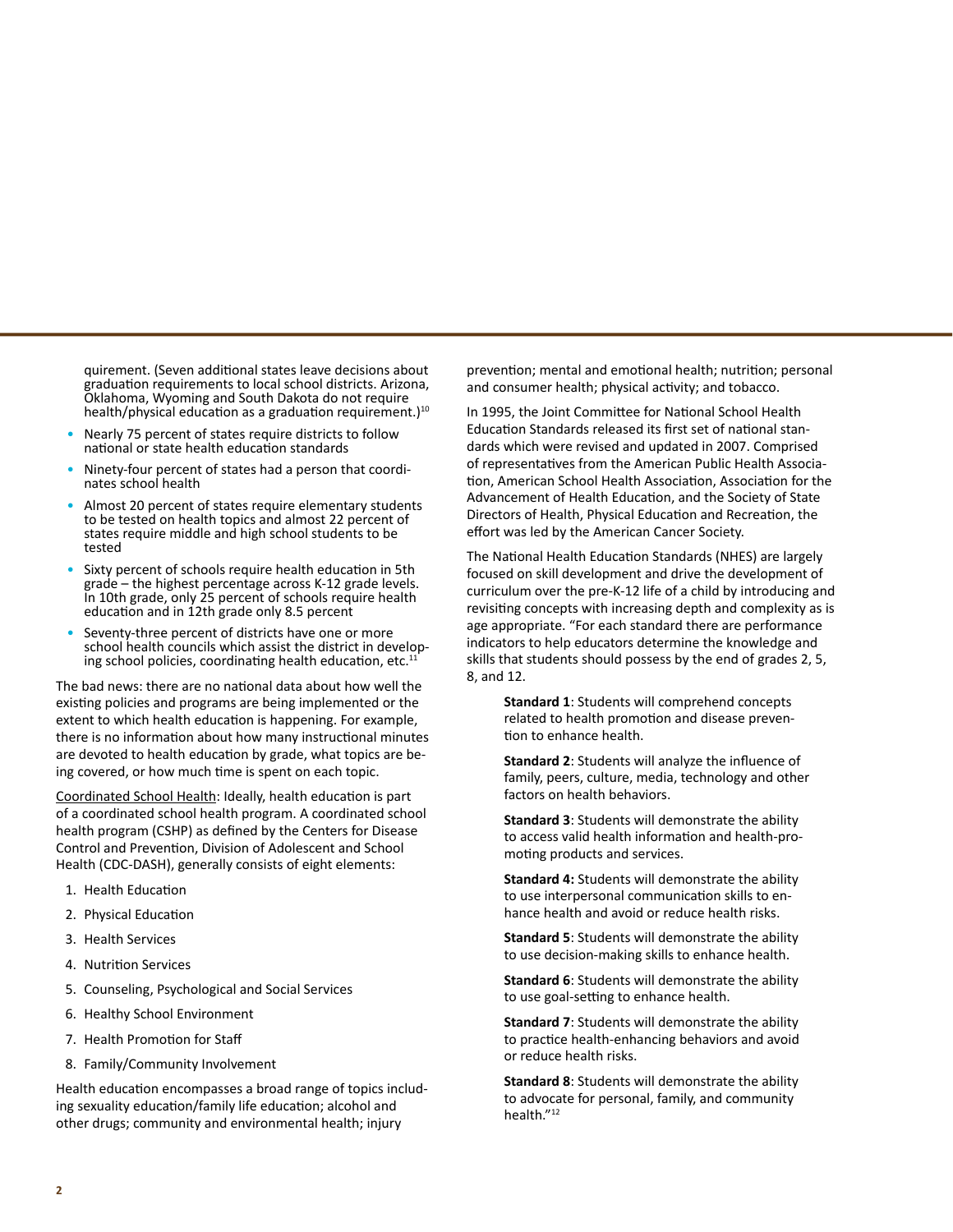quirement. (Seven additional states leave decisions about graduation requirements to local school districts. Arizona, Oklahoma, Wyoming and South Dakota do not require health/physical education as a graduation requirement.)[10]

- Nearly 75 percent of states require districts to follow national or state health education standards
- Ninety-four percent of states had a person that coordinates school health
- Almost 20 percent of states require elementary students to be tested on health topics and almost 22 percent of states require middle and high school students to be tested
- Sixty percent of schools require health education in 5th grade – the highest percentage across K-12 grade levels. In 10th grade, only 25 percent of schools require health education and in 12th grade only 8.5 percent
- Seventy-three percent of districts have one or more school health councils which assist the district in developing school policies, coordinating health education, etc.[11]

The bad news: there are no national data about how well the existing policies and programs are being implemented or the extent to which health education is happening. For example, there is no information about how many instructional minutes are devoted to health education by grade, what topics are being covered, or how much time is spent on each topic.

Coordinated School Health: Ideally, health education is part of a coordinated school health program. A coordinated school health program (CSHP) as defined by the Centers for Disease Control and Prevention, Division of Adolescent and School Health (CDC-DASH), generally consists of eight elements:

1. Health Education
2. Physical Education
3. Health Services
4. Nutrition Services
5. Counseling, Psychological and Social Services
6. Healthy School Environment
7. Health Promotion for Staff
8. Family/Community Involvement

Health education encompasses a broad range of topics including sexuality education/family life education; alcohol and other drugs; community and environmental health; injury prevention; mental and emotional health; nutrition; personal and consumer health; physical activity; and tobacco.

In 1995, the Joint Committee for National School Health Education Standards released its first set of national standards which were revised and updated in 2007. Comprised of representatives from the American Public Health Association, American School Health Association, Association for the Advancement of Health Education, and the Society of State Directors of Health, Physical Education and Recreation, the effort was led by the American Cancer Society.

The National Health Education Standards (NHES) are largely focused on skill development and drive the development of curriculum over the pre-K-12 life of a child by introducing and revisiting concepts with increasing depth and complexity as is age appropriate. "For each standard there are performance indicators to help educators determine the knowledge and skills that students should possess by the end of grades 2, 5, 8, and 12.

> **Standard 1**: Students will comprehend concepts related to health promotion and disease prevention to enhance health.
>
> **Standard 2**: Students will analyze the influence of family, peers, culture, media, technology and other factors on health behaviors.
>
> **Standard 3**: Students will demonstrate the ability to access valid health information and health-promoting products and services.
>
> **Standard 4:** Students will demonstrate the ability to use interpersonal communication skills to enhance health and avoid or reduce health risks.
>
> **Standard 5**: Students will demonstrate the ability to use decision-making skills to enhance health.
>
> **Standard 6**: Students will demonstrate the ability to use goal-setting to enhance health.
>
> **Standard 7**: Students will demonstrate the ability to practice health-enhancing behaviors and avoid or reduce health risks.
>
> **Standard 8**: Students will demonstrate the ability to advocate for personal, family, and community health."[12]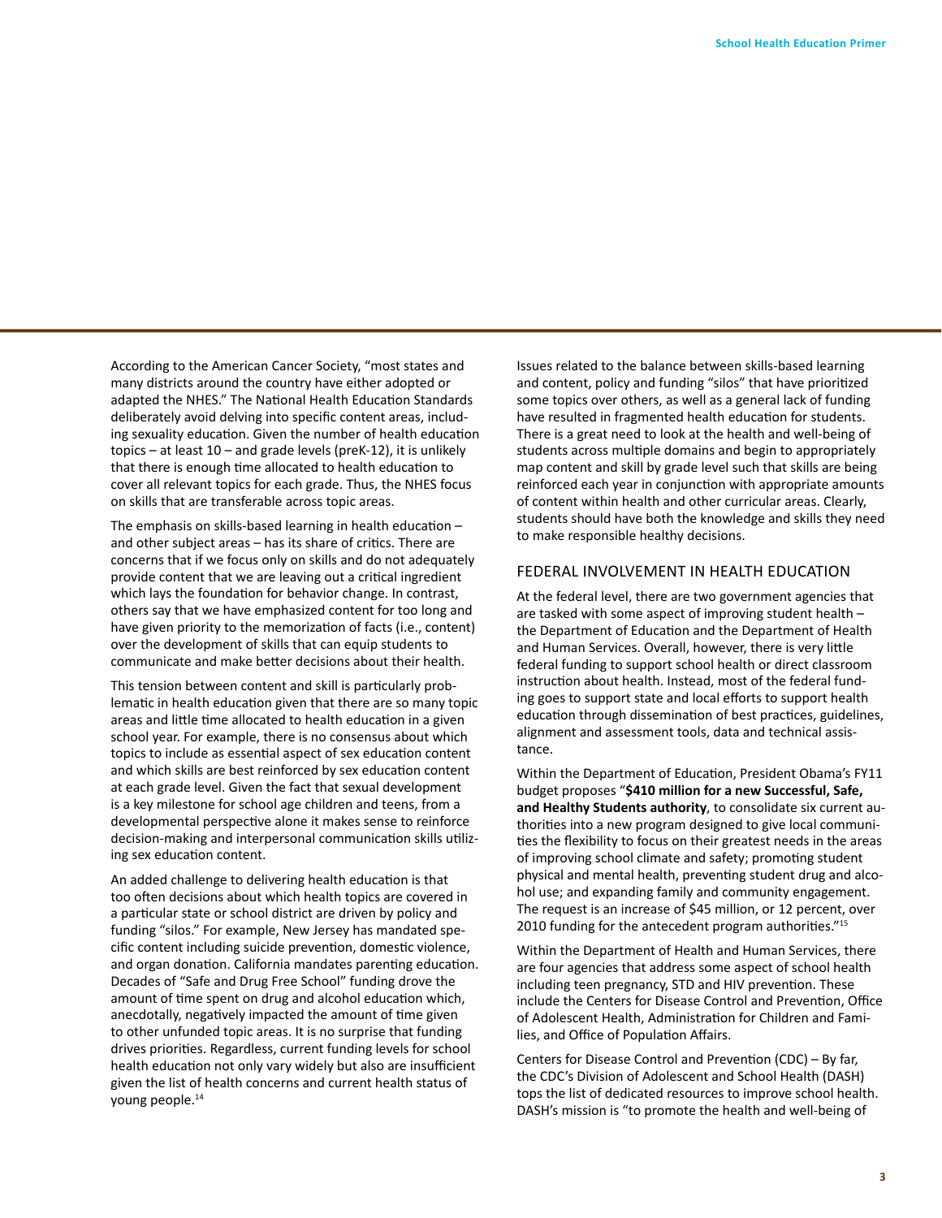According to the American Cancer Society, "most states and many districts around the country have either adopted or adapted the NHES." The National Health Education Standards deliberately avoid delving into specific content areas, including sexuality education. Given the number of health education topics – at least 10 – and grade levels (preK-12), it is unlikely that there is enough time allocated to health education to cover all relevant topics for each grade. Thus, the NHES focus on skills that are transferable across topic areas.

The emphasis on skills-based learning in health education – and other subject areas – has its share of critics. There are concerns that if we focus only on skills and do not adequately provide content that we are leaving out a critical ingredient which lays the foundation for behavior change. In contrast, others say that we have emphasized content for too long and have given priority to the memorization of facts (i.e., content) over the development of skills that can equip students to communicate and make better decisions about their health.

This tension between content and skill is particularly problematic in health education given that there are so many topic areas and little time allocated to health education in a given school year. For example, there is no consensus about which topics to include as essential aspect of sex education content and which skills are best reinforced by sex education content at each grade level. Given the fact that sexual development is a key milestone for school age children and teens, from a developmental perspective alone it makes sense to reinforce decision-making and interpersonal communication skills utilizing sex education content.

An added challenge to delivering health education is that too often decisions about which health topics are covered in a particular state or school district are driven by policy and funding "silos." For example, New Jersey has mandated specific content including suicide prevention, domestic violence, and organ donation. California mandates parenting education. Decades of "Safe and Drug Free School" funding drove the amount of time spent on drug and alcohol education which, anecdotally, negatively impacted the amount of time given to other unfunded topic areas. It is no surprise that funding drives priorities. Regardless, current funding levels for school health education not only vary widely but also are insufficient given the list of health concerns and current health status of young people.[14]

Issues related to the balance between skills-based learning and content, policy and funding "silos" that have prioritized some topics over others, as well as a general lack of funding have resulted in fragmented health education for students. There is a great need to look at the health and well-being of students across multiple domains and begin to appropriately map content and skill by grade level such that skills are being reinforced each year in conjunction with appropriate amounts of content within health and other curricular areas. Clearly, students should have both the knowledge and skills they need to make responsible healthy decisions.

## FEDERAL INVOLVEMENT IN HEALTH EDUCATION

At the federal level, there are two government agencies that are tasked with some aspect of improving student health – the Department of Education and the Department of Health and Human Services. Overall, however, there is very little federal funding to support school health or direct classroom instruction about health. Instead, most of the federal funding goes to support state and local efforts to support health education through dissemination of best practices, guidelines, alignment and assessment tools, data and technical assistance.

Within the Department of Education, President Obama's FY11 budget proposes "**$410 million for a new Successful, Safe, and Healthy Students authority**, to consolidate six current authorities into a new program designed to give local communities the flexibility to focus on their greatest needs in the areas of improving school climate and safety; promoting student physical and mental health, preventing student drug and alcohol use; and expanding family and community engagement. The request is an increase of $45 million, or 12 percent, over 2010 funding for the antecedent program authorities."[15]

Within the Department of Health and Human Services, there are four agencies that address some aspect of school health including teen pregnancy, STD and HIV prevention. These include the Centers for Disease Control and Prevention, Office of Adolescent Health, Administration for Children and Families, and Office of Population Affairs.

Centers for Disease Control and Prevention (CDC) – By far, the CDC's Division of Adolescent and School Health (DASH) tops the list of dedicated resources to improve school health. DASH's mission is "to promote the health and well-being of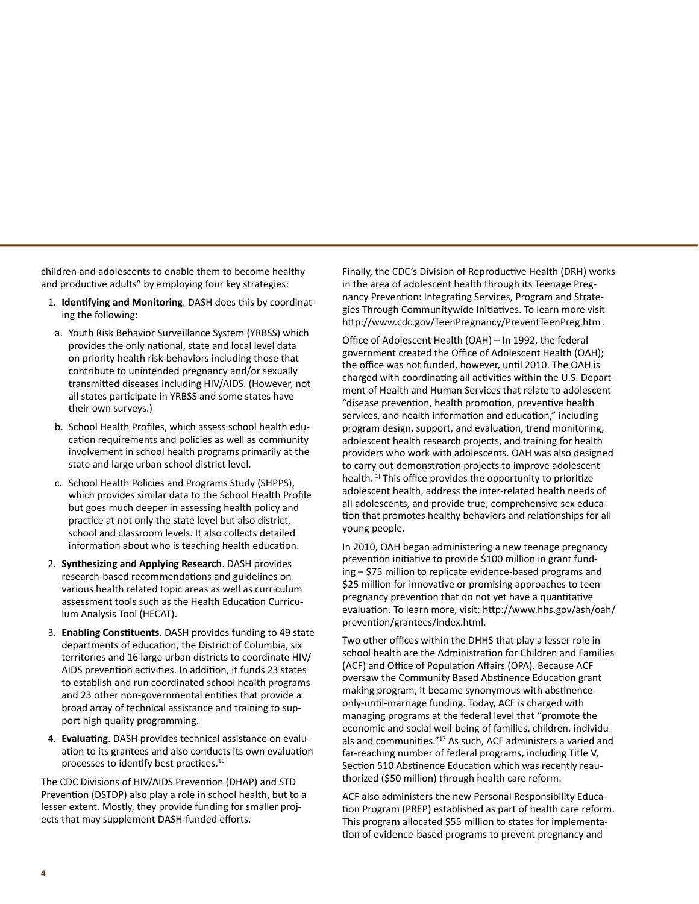children and adolescents to enable them to become healthy and productive adults" by employing four key strategies:

1. **Identifying and Monitoring**. DASH does this by coordinating the following:

   a. Youth Risk Behavior Surveillance System (YRBSS) which provides the only national, state and local level data on priority health risk-behaviors including those that contribute to unintended pregnancy and/or sexually transmitted diseases including HIV/AIDS. (However, not all states participate in YRBSS and some states have their own surveys.)

   b. School Health Profiles, which assess school health education requirements and policies as well as community involvement in school health programs primarily at the state and large urban school district level.

   c. School Health Policies and Programs Study (SHPPS), which provides similar data to the School Health Profile but goes much deeper in assessing health policy and practice at not only the state level but also district, school and classroom levels. It also collects detailed information about who is teaching health education.

2. **Synthesizing and Applying Research**. DASH provides research-based recommendations and guidelines on various health related topic areas as well as curriculum assessment tools such as the Health Education Curriculum Analysis Tool (HECAT).

3. **Enabling Constituents**. DASH provides funding to 49 state departments of education, the District of Columbia, six territories and 16 large urban districts to coordinate HIV/AIDS prevention activities. In addition, it funds 23 states to establish and run coordinated school health programs and 23 other non-governmental entities that provide a broad array of technical assistance and training to support high quality programming.

4. **Evaluating**. DASH provides technical assistance on evaluation to its grantees and also conducts its own evaluation processes to identify best practices.[16]

The CDC Divisions of HIV/AIDS Prevention (DHAP) and STD Prevention (DSTDP) also play a role in school health, but to a lesser extent. Mostly, they provide funding for smaller projects that may supplement DASH-funded efforts.

Finally, the CDC's Division of Reproductive Health (DRH) works in the area of adolescent health through its Teenage Pregnancy Prevention: Integrating Services, Program and Strategies Through Communitywide Initiatives. To learn more visit http://www.cdc.gov/TeenPregnancy/PreventTeenPreg.htm.

Office of Adolescent Health (OAH) – In 1992, the federal government created the Office of Adolescent Health (OAH); the office was not funded, however, until 2010. The OAH is charged with coordinating all activities within the U.S. Department of Health and Human Services that relate to adolescent "disease prevention, health promotion, preventive health services, and health information and education," including program design, support, and evaluation, trend monitoring, adolescent health research projects, and training for health providers who work with adolescents. OAH was also designed to carry out demonstration projects to improve adolescent health.[1] This office provides the opportunity to prioritize adolescent health, address the inter-related health needs of all adolescents, and provide true, comprehensive sex education that promotes healthy behaviors and relationships for all young people.

In 2010, OAH began administering a new teenage pregnancy prevention initiative to provide $100 million in grant funding – $75 million to replicate evidence-based programs and $25 million for innovative or promising approaches to teen pregnancy prevention that do not yet have a quantitative evaluation. To learn more, visit: http://www.hhs.gov/ash/oah/prevention/grantees/index.html.

Two other offices within the DHHS that play a lesser role in school health are the Administration for Children and Families (ACF) and Office of Population Affairs (OPA). Because ACF oversaw the Community Based Abstinence Education grant making program, it became synonymous with abstinence-only-until-marriage funding. Today, ACF is charged with managing programs at the federal level that "promote the economic and social well-being of families, children, individuals and communities."[17] As such, ACF administers a varied and far-reaching number of federal programs, including Title V, Section 510 Abstinence Education which was recently reauthorized ($50 million) through health care reform.

ACF also administers the new Personal Responsibility Education Program (PREP) established as part of health care reform. This program allocated $55 million to states for implementation of evidence-based programs to prevent pregnancy and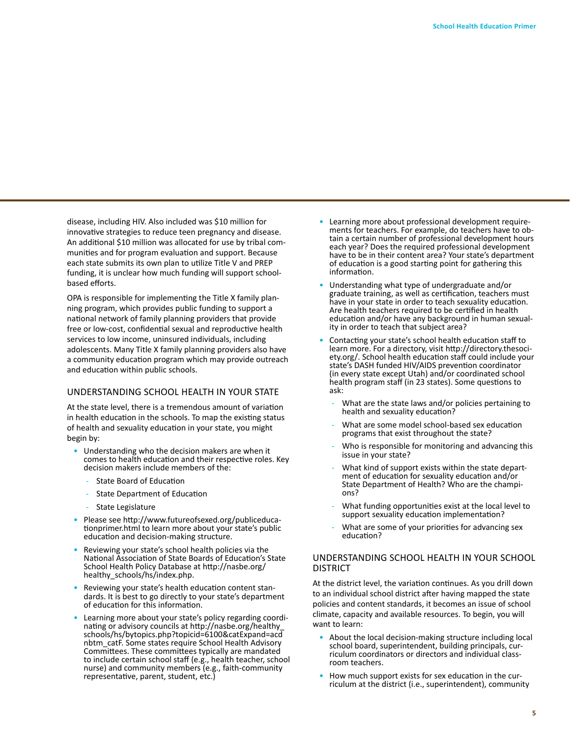disease, including HIV. Also included was $10 million for innovative strategies to reduce teen pregnancy and disease. An additional $10 million was allocated for use by tribal communities and for program evaluation and support. Because each state submits its own plan to utilize Title V and PREP funding, it is unclear how much funding will support school-based efforts.

OPA is responsible for implementing the Title X family planning program, which provides public funding to support a national network of family planning providers that provide free or low-cost, confidential sexual and reproductive health services to low income, uninsured individuals, including adolescents. Many Title X family planning providers also have a community education program which may provide outreach and education within public schools.

## UNDERSTANDING SCHOOL HEALTH IN YOUR STATE

At the state level, there is a tremendous amount of variation in health education in the schools. To map the existing status of health and sexuality education in your state, you might begin by:

- Understanding who the decision makers are when it comes to health education and their respective roles. Key decision makers include members of the:
  - State Board of Education
  - State Department of Education
  - State Legislature
- Please see http://www.futureofsexed.org/publiceducationprimer.html to learn more about your state's public education and decision-making structure.
- Reviewing your state's school health policies via the National Association of State Boards of Education's State School Health Policy Database at http://nasbe.org/healthy_schools/hs/index.php.
- Reviewing your state's health education content standards. It is best to go directly to your state's department of education for this information.
- Learning more about your state's policy regarding coordinating or advisory councils at http://nasbe.org/healthy_schools/hs/bytopics.php?topicid=6100&catExpand=acdnbtm_catF. Some states require School Health Advisory Committees. These committees typically are mandated to include certain school staff (e.g., health teacher, school nurse) and community members (e.g., faith-community representative, parent, student, etc.)
- Learning more about professional development requirements for teachers. For example, do teachers have to obtain a certain number of professional development hours each year? Does the required professional development have to be in their content area? Your state's department of education is a good starting point for gathering this information.
- Understanding what type of undergraduate and/or graduate training, as well as certification, teachers must have in your state in order to teach sexuality education. Are health teachers required to be certified in health education and/or have any background in human sexuality in order to teach that subject area?
- Contacting your state's school health education staff to learn more. For a directory, visit http://directory.thesociety.org/. School health education staff could include your state's DASH funded HIV/AIDS prevention coordinator (in every state except Utah) and/or coordinated school health program staff (in 23 states). Some questions to ask:
  - What are the state laws and/or policies pertaining to health and sexuality education?
  - What are some model school-based sex education programs that exist throughout the state?
  - Who is responsible for monitoring and advancing this issue in your state?
  - What kind of support exists within the state department of education for sexuality education and/or State Department of Health? Who are the champions?
  - What funding opportunities exist at the local level to support sexuality education implementation?
  - What are some of your priorities for advancing sex education?

## UNDERSTANDING SCHOOL HEALTH IN YOUR SCHOOL DISTRICT

At the district level, the variation continues. As you drill down to an individual school district after having mapped the state policies and content standards, it becomes an issue of school climate, capacity and available resources. To begin, you will want to learn:

- About the local decision-making structure including local school board, superintendent, building principals, curriculum coordinators or directors and individual classroom teachers.
- How much support exists for sex education in the curriculum at the district (i.e., superintendent), community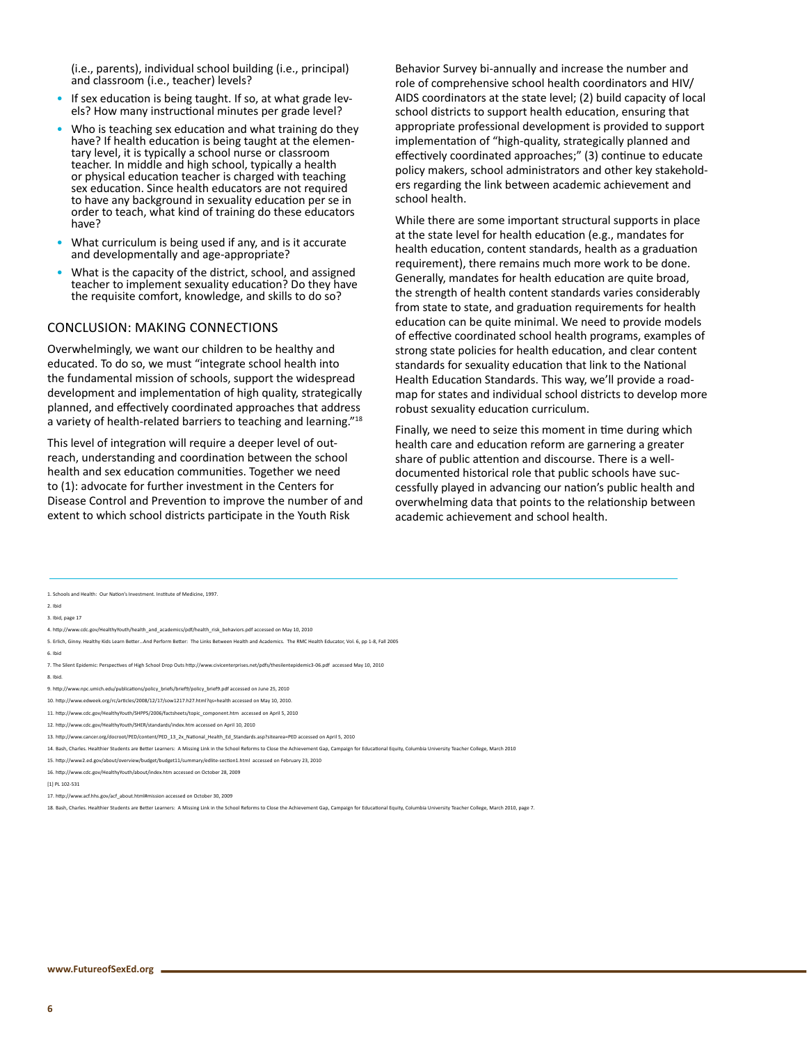(i.e., parents), individual school building (i.e., principal) and classroom (i.e., teacher) levels?

- If sex education is being taught. If so, at what grade levels? How many instructional minutes per grade level?
- Who is teaching sex education and what training do they have? If health education is being taught at the elementary level, it is typically a school nurse or classroom teacher. In middle and high school, typically a health or physical education teacher is charged with teaching sex education. Since health educators are not required to have any background in sexuality education per se in order to teach, what kind of training do these educators have?
- What curriculum is being used if any, and is it accurate and developmentally and age-appropriate?
- What is the capacity of the district, school, and assigned teacher to implement sexuality education? Do they have the requisite comfort, knowledge, and skills to do so?

## CONCLUSION: MAKING CONNECTIONS

Overwhelmingly, we want our children to be healthy and educated. To do so, we must "integrate school health into the fundamental mission of schools, support the widespread development and implementation of high quality, strategically planned, and effectively coordinated approaches that address a variety of health-related barriers to teaching and learning."[18]

This level of integration will require a deeper level of outreach, understanding and coordination between the school health and sex education communities. Together we need to (1): advocate for further investment in the Centers for Disease Control and Prevention to improve the number of and extent to which school districts participate in the Youth Risk Behavior Survey bi-annually and increase the number and role of comprehensive school health coordinators and HIV/AIDS coordinators at the state level; (2) build capacity of local school districts to support health education, ensuring that appropriate professional development is provided to support implementation of "high-quality, strategically planned and effectively coordinated approaches;" (3) continue to educate policy makers, school administrators and other key stakeholders regarding the link between academic achievement and school health.

While there are some important structural supports in place at the state level for health education (e.g., mandates for health education, content standards, health as a graduation requirement), there remains much more work to be done. Generally, mandates for health education are quite broad, the strength of health content standards varies considerably from state to state, and graduation requirements for health education can be quite minimal. We need to provide models of effective coordinated school health programs, examples of strong state policies for health education, and clear content standards for sexuality education that link to the National Health Education Standards. This way, we'll provide a roadmap for states and individual school districts to develop more robust sexuality education curriculum.

Finally, we need to seize this moment in time during which health care and education reform are garnering a greater share of public attention and discourse. There is a well-documented historical role that public schools have successfully played in advancing our nation's public health and overwhelming data that points to the relationship between academic achievement and school health.

---

1. Schools and Health: Our Nation's Investment. Institute of Medicine, 1997.
2. Ibid
3. Ibid, page 17
4. http://www.cdc.gov/HealthyYouth/health_and_academics/pdf/health_risk_behaviors.pdf accessed on May 10, 2010
5. Erlich, Ginny. Healthy Kids Learn Better…And Perform Better: The Links Between Health and Academics. The RMC Health Educator, Vol. 6, pp 1-8, Fall 2005
6. Ibid
7. The Silent Epidemic: Perspectives of High School Drop Outs http://www.civicenterprises.net/pdfs/thesilentepidemic3-06.pdf accessed May 10, 2010
8. Ibid.
9. http://www.npc.umich.edu/publications/policy_briefs/brief9/policy_brief9.pdf accessed on June 25, 2010
10. http://www.edweek.org/rc/articles/2008/12/17/sow1217.h27.html?qs=health accessed on May 10, 2010.
11. http://www.cdc.gov/HealthyYouth/SHPPS/2006/factsheets/topic_component.htm accessed on April 5, 2010
12. http://www.cdc.gov/HealthyYouth/SHER/standards/index.htm accessed on April 10, 2010
13. http://www.cancer.org/docroot/PED/content/PED_13_2x_National_Health_Ed_Standards.asp?sitearea=PED accessed on April 5, 2010
14. Bash, Charles. Healthier Students are Better Learners: A Missing Link in the School Reforms to Close the Achievement Gap, Campaign for Educational Equity, Columbia University Teacher College, March 2010
15. http://www2.ed.gov/about/overview/budget/budget11/summary/edlite-section1.html accessed on February 23, 2010
16. http://www.cdc.gov/HealthyYouth/about/index.htm accessed on October 28, 2009

[1] PL 102-531

17. http://www.acf.hhs.gov/acf_about.html#mission accessed on October 30, 2009
18. Bash, Charles. Healthier Students are Better Learners: A Missing Link in the School Reforms to Close the Achievement Gap, Campaign for Educational Equity, Columbia University Teacher College, March 2010, page 7.